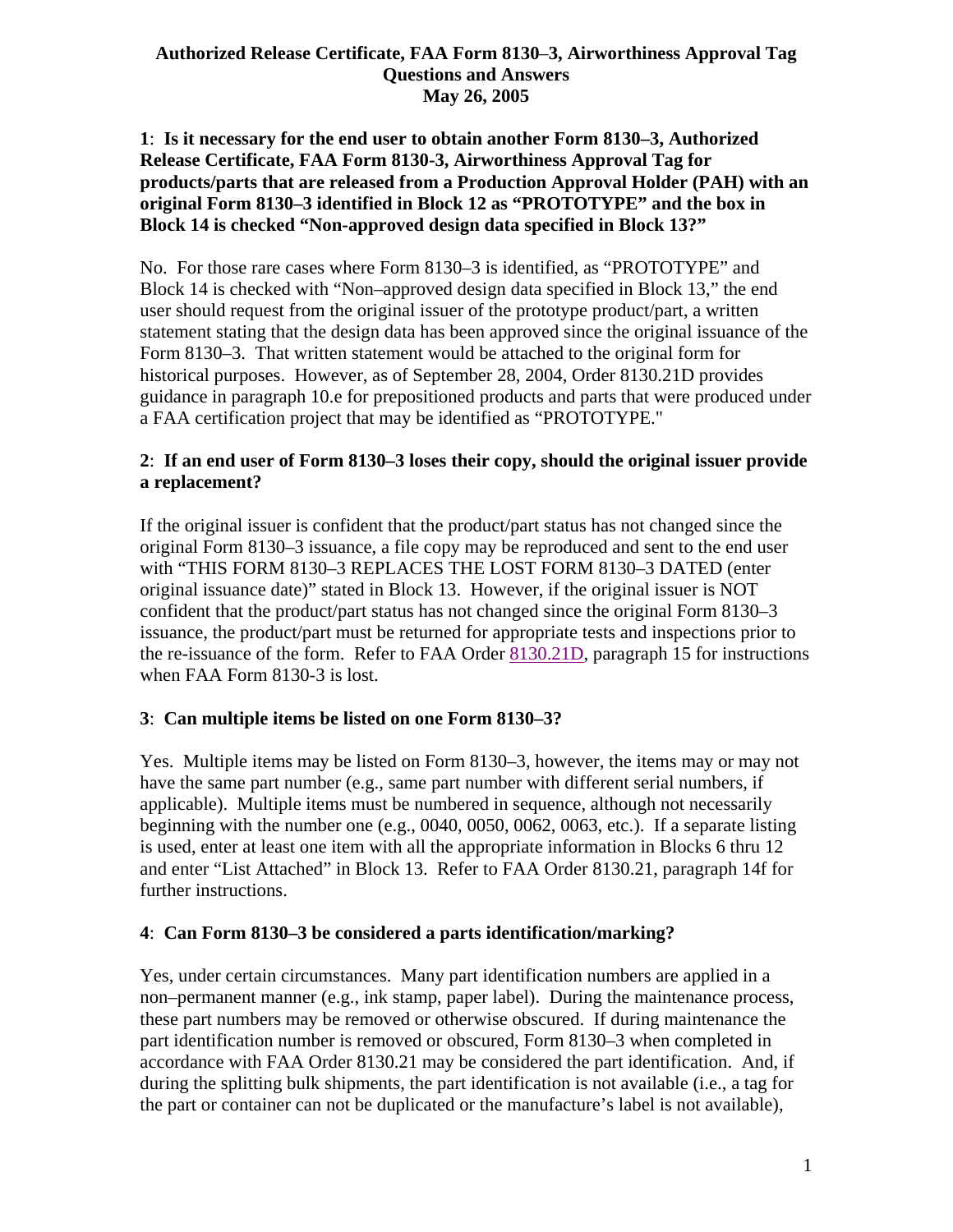# Authorized Release Certificate, FAA Form 8130–3, Airworthiness Approval Tag Questions and Answers May 26, 2005

**1**: **Is it necessary for the end user to obtain another Form 8130–3, Authorized Release Certificate, FAA Form 8130-3, Airworthiness Approval Tag for products/parts that are released from a Production Approval Holder (PAH) with an original Form 8130–3 identified in Block 12 as "PROTOTYPE" and the box in Block 14 is checked "Non-approved design data specified in Block 13?"**

No. For those rare cases where Form 8130–3 is identified, as "PROTOTYPE" and Block 14 is checked with "Non–approved design data specified in Block 13," the end user should request from the original issuer of the prototype product/part, a written statement stating that the design data has been approved since the original issuance of the Form 8130–3. That written statement would be attached to the original form for historical purposes. However, as of September 28, 2004, Order 8130.21D provides guidance in paragraph 10.e for prepositioned products and parts that were produced under a FAA certification project that may be identified as "PROTOTYPE."

**2**: **If an end user of Form 8130–3 loses their copy, should the original issuer provide a replacement?**

If the original issuer is confident that the product/part status has not changed since the original Form 8130–3 issuance, a file copy may be reproduced and sent to the end user with "THIS FORM 8130–3 REPLACES THE LOST FORM 8130–3 DATED (enter original issuance date)" stated in Block 13. However, if the original issuer is NOT confident that the product/part status has not changed since the original Form 8130–3 issuance, the product/part must be returned for appropriate tests and inspections prior to the re-issuance of the form. Refer to FAA Order 8130.21D, paragraph 15 for instructions when FAA Form 8130-3 is lost.

**3**: **Can multiple items be listed on one Form 8130–3?**

Yes. Multiple items may be listed on Form 8130–3, however, the items may or may not have the same part number (e.g., same part number with different serial numbers, if applicable). Multiple items must be numbered in sequence, although not necessarily beginning with the number one (e.g., 0040, 0050, 0062, 0063, etc.). If a separate listing is used, enter at least one item with all the appropriate information in Blocks 6 thru 12 and enter "List Attached" in Block 13. Refer to FAA Order 8130.21, paragraph 14f for further instructions.

**4**: **Can Form 8130–3 be considered a parts identification/marking?**

Yes, under certain circumstances. Many part identification numbers are applied in a non–permanent manner (e.g., ink stamp, paper label). During the maintenance process, these part numbers may be removed or otherwise obscured. If during maintenance the part identification number is removed or obscured, Form 8130–3 when completed in accordance with FAA Order 8130.21 may be considered the part identification. And, if during the splitting bulk shipments, the part identification is not available (i.e., a tag for the part or container can not be duplicated or the manufacture's label is not available),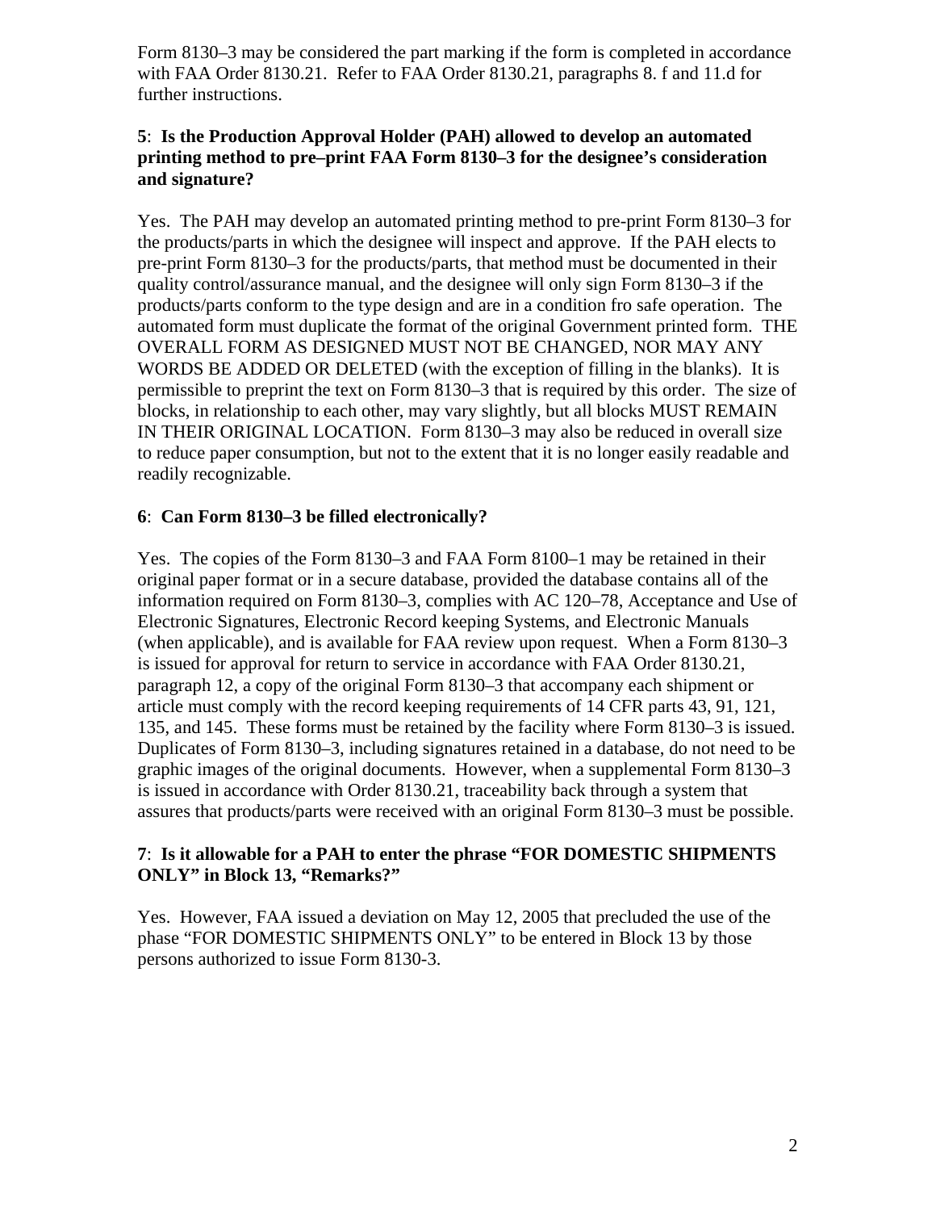Form 8130–3 may be considered the part marking if the form is completed in accordance with FAA Order 8130.21. Refer to FAA Order 8130.21, paragraphs 8. f and 11.d for further instructions.

**5**: **Is the Production Approval Holder (PAH) allowed to develop an automated printing method to pre–print FAA Form 8130–3 for the designee's consideration and signature?**

Yes. The PAH may develop an automated printing method to pre-print Form 8130–3 for the products/parts in which the designee will inspect and approve. If the PAH elects to pre-print Form 8130–3 for the products/parts, that method must be documented in their quality control/assurance manual, and the designee will only sign Form 8130–3 if the products/parts conform to the type design and are in a condition fro safe operation. The automated form must duplicate the format of the original Government printed form. THE OVERALL FORM AS DESIGNED MUST NOT BE CHANGED, NOR MAY ANY WORDS BE ADDED OR DELETED (with the exception of filling in the blanks). It is permissible to preprint the text on Form 8130–3 that is required by this order. The size of blocks, in relationship to each other, may vary slightly, but all blocks MUST REMAIN IN THEIR ORIGINAL LOCATION. Form 8130–3 may also be reduced in overall size to reduce paper consumption, but not to the extent that it is no longer easily readable and readily recognizable.

**6**: **Can Form 8130–3 be filled electronically?**

Yes. The copies of the Form 8130–3 and FAA Form 8100–1 may be retained in their original paper format or in a secure database, provided the database contains all of the information required on Form 8130–3, complies with AC 120–78, Acceptance and Use of Electronic Signatures, Electronic Record keeping Systems, and Electronic Manuals (when applicable), and is available for FAA review upon request. When a Form 8130–3 is issued for approval for return to service in accordance with FAA Order 8130.21, paragraph 12, a copy of the original Form 8130–3 that accompany each shipment or article must comply with the record keeping requirements of 14 CFR parts 43, 91, 121, 135, and 145. These forms must be retained by the facility where Form 8130–3 is issued. Duplicates of Form 8130–3, including signatures retained in a database, do not need to be graphic images of the original documents. However, when a supplemental Form 8130–3 is issued in accordance with Order 8130.21, traceability back through a system that assures that products/parts were received with an original Form 8130–3 must be possible.

**7**: **Is it allowable for a PAH to enter the phrase "FOR DOMESTIC SHIPMENTS ONLY" in Block 13, "Remarks?"**

Yes. However, FAA issued a deviation on May 12, 2005 that precluded the use of the phase "FOR DOMESTIC SHIPMENTS ONLY" to be entered in Block 13 by those persons authorized to issue Form 8130-3.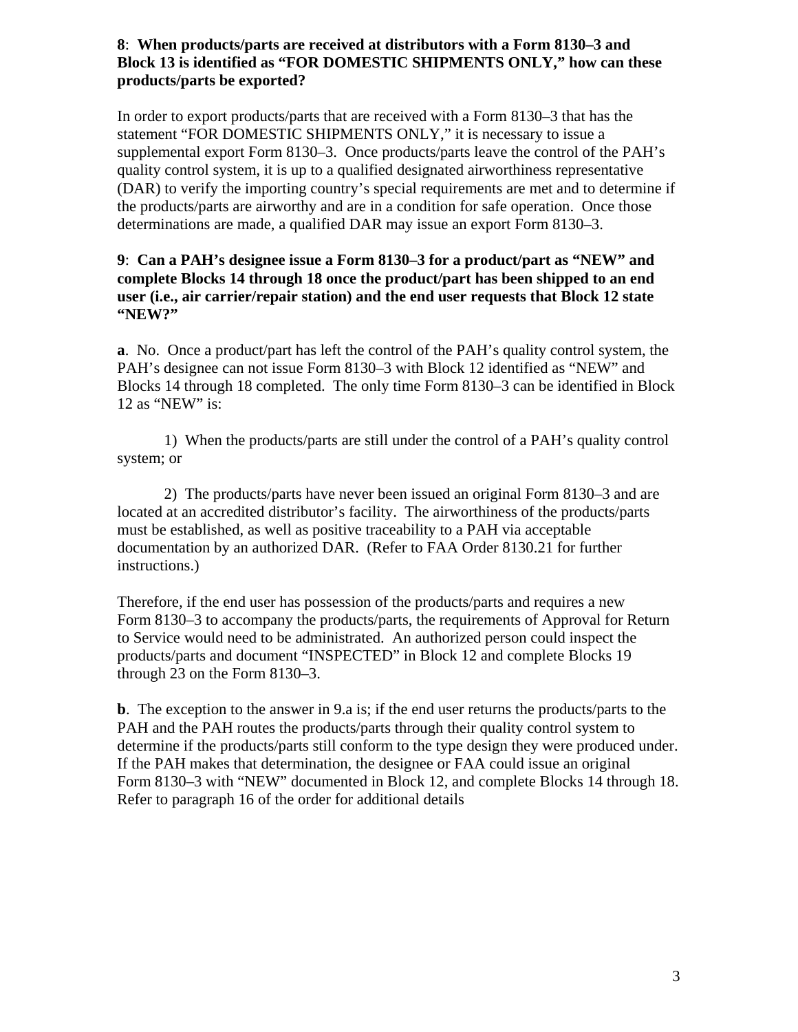**8**: **When products/parts are received at distributors with a Form 8130–3 and Block 13 is identified as "FOR DOMESTIC SHIPMENTS ONLY," how can these products/parts be exported?**

In order to export products/parts that are received with a Form 8130–3 that has the statement "FOR DOMESTIC SHIPMENTS ONLY," it is necessary to issue a supplemental export Form 8130–3. Once products/parts leave the control of the PAH's quality control system, it is up to a qualified designated airworthiness representative (DAR) to verify the importing country's special requirements are met and to determine if the products/parts are airworthy and are in a condition for safe operation. Once those determinations are made, a qualified DAR may issue an export Form 8130–3.

**9**: **Can a PAH's designee issue a Form 8130–3 for a product/part as "NEW" and complete Blocks 14 through 18 once the product/part has been shipped to an end user (i.e., air carrier/repair station) and the end user requests that Block 12 state "NEW?"**

**a**. No. Once a product/part has left the control of the PAH's quality control system, the PAH's designee can not issue Form 8130–3 with Block 12 identified as "NEW" and Blocks 14 through 18 completed. The only time Form 8130–3 can be identified in Block 12 as "NEW" is:

1) When the products/parts are still under the control of a PAH's quality control system; or

2) The products/parts have never been issued an original Form 8130–3 and are located at an accredited distributor's facility. The airworthiness of the products/parts must be established, as well as positive traceability to a PAH via acceptable documentation by an authorized DAR. (Refer to FAA Order 8130.21 for further instructions.)

Therefore, if the end user has possession of the products/parts and requires a new Form 8130–3 to accompany the products/parts, the requirements of Approval for Return to Service would need to be administrated. An authorized person could inspect the products/parts and document "INSPECTED" in Block 12 and complete Blocks 19 through 23 on the Form 8130–3.

**b**. The exception to the answer in 9.a is; if the end user returns the products/parts to the PAH and the PAH routes the products/parts through their quality control system to determine if the products/parts still conform to the type design they were produced under. If the PAH makes that determination, the designee or FAA could issue an original Form 8130–3 with "NEW" documented in Block 12, and complete Blocks 14 through 18. Refer to paragraph 16 of the order for additional details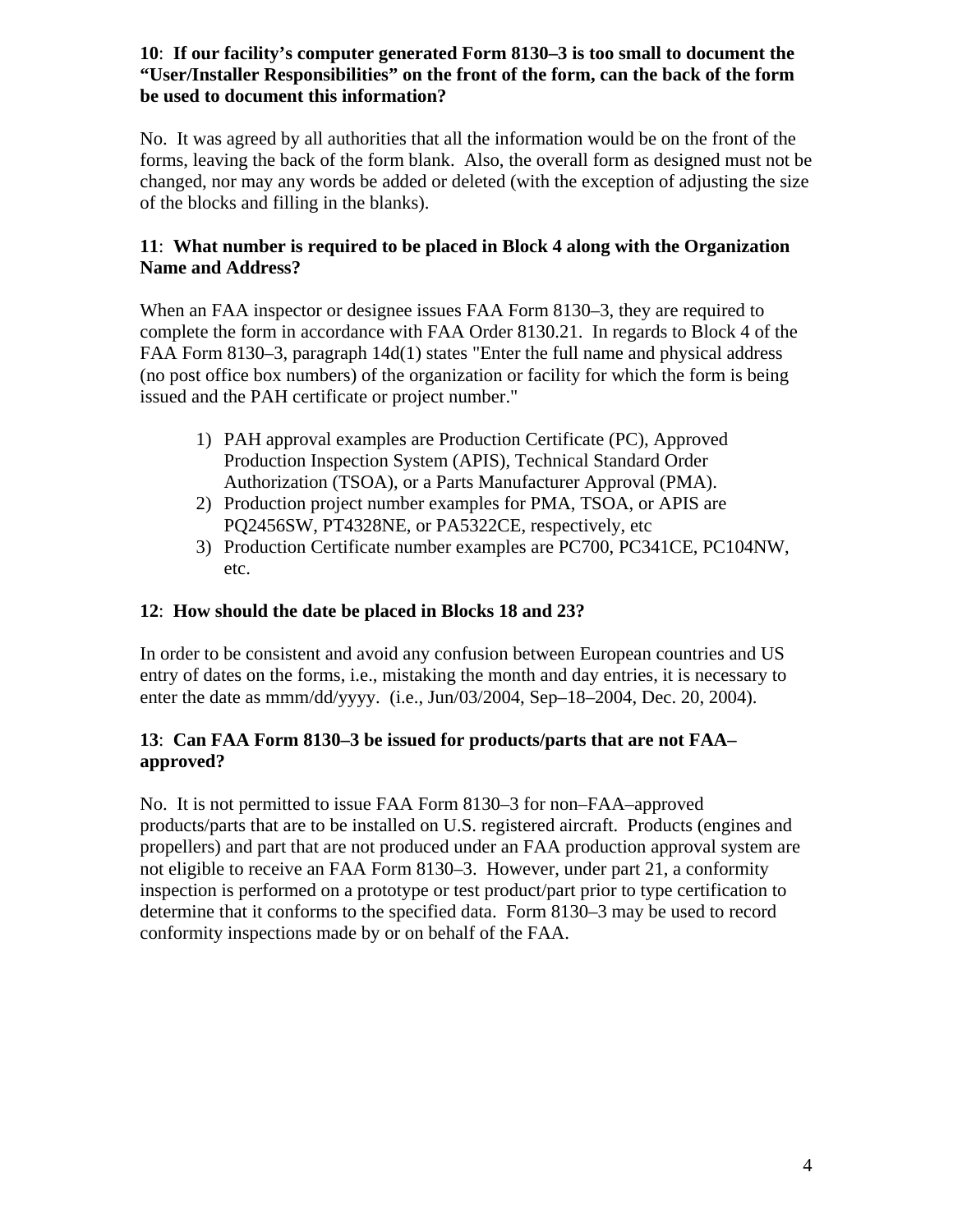**10**: **If our facility's computer generated Form 8130–3 is too small to document the "User/Installer Responsibilities" on the front of the form, can the back of the form be used to document this information?**

No. It was agreed by all authorities that all the information would be on the front of the forms, leaving the back of the form blank. Also, the overall form as designed must not be changed, nor may any words be added or deleted (with the exception of adjusting the size of the blocks and filling in the blanks).

**11**: **What number is required to be placed in Block 4 along with the Organization Name and Address?**

When an FAA inspector or designee issues FAA Form 8130–3, they are required to complete the form in accordance with FAA Order 8130.21. In regards to Block 4 of the FAA Form 8130–3, paragraph 14d(1) states "Enter the full name and physical address (no post office box numbers) of the organization or facility for which the form is being issued and the PAH certificate or project number."

1) PAH approval examples are Production Certificate (PC), Approved Production Inspection System (APIS), Technical Standard Order Authorization (TSOA), or a Parts Manufacturer Approval (PMA).
2) Production project number examples for PMA, TSOA, or APIS are PQ2456SW, PT4328NE, or PA5322CE, respectively, etc
3) Production Certificate number examples are PC700, PC341CE, PC104NW, etc.

**12**: **How should the date be placed in Blocks 18 and 23?**

In order to be consistent and avoid any confusion between European countries and US entry of dates on the forms, i.e., mistaking the month and day entries, it is necessary to enter the date as mmm/dd/yyyy. (i.e., Jun/03/2004, Sep–18–2004, Dec. 20, 2004).

**13**: **Can FAA Form 8130–3 be issued for products/parts that are not FAA–approved?**

No. It is not permitted to issue FAA Form 8130–3 for non–FAA–approved products/parts that are to be installed on U.S. registered aircraft. Products (engines and propellers) and part that are not produced under an FAA production approval system are not eligible to receive an FAA Form 8130–3. However, under part 21, a conformity inspection is performed on a prototype or test product/part prior to type certification to determine that it conforms to the specified data. Form 8130–3 may be used to record conformity inspections made by or on behalf of the FAA.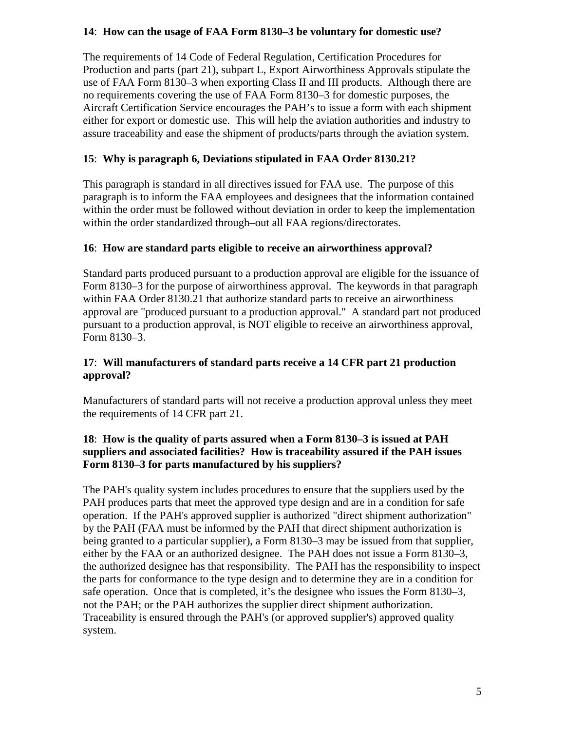**14**: **How can the usage of FAA Form 8130–3 be voluntary for domestic use?**

The requirements of 14 Code of Federal Regulation, Certification Procedures for Production and parts (part 21), subpart L, Export Airworthiness Approvals stipulate the use of FAA Form 8130–3 when exporting Class II and III products. Although there are no requirements covering the use of FAA Form 8130–3 for domestic purposes, the Aircraft Certification Service encourages the PAH's to issue a form with each shipment either for export or domestic use. This will help the aviation authorities and industry to assure traceability and ease the shipment of products/parts through the aviation system.

**15**: **Why is paragraph 6, Deviations stipulated in FAA Order 8130.21?**

This paragraph is standard in all directives issued for FAA use. The purpose of this paragraph is to inform the FAA employees and designees that the information contained within the order must be followed without deviation in order to keep the implementation within the order standardized through–out all FAA regions/directorates.

**16**: **How are standard parts eligible to receive an airworthiness approval?**

Standard parts produced pursuant to a production approval are eligible for the issuance of Form 8130–3 for the purpose of airworthiness approval. The keywords in that paragraph within FAA Order 8130.21 that authorize standard parts to receive an airworthiness approval are "produced pursuant to a production approval." A standard part <u>not</u> produced pursuant to a production approval, is NOT eligible to receive an airworthiness approval, Form 8130–3.

**17**: **Will manufacturers of standard parts receive a 14 CFR part 21 production approval?**

Manufacturers of standard parts will not receive a production approval unless they meet the requirements of 14 CFR part 21.

**18**: **How is the quality of parts assured when a Form 8130–3 is issued at PAH suppliers and associated facilities? How is traceability assured if the PAH issues Form 8130–3 for parts manufactured by his suppliers?**

The PAH's quality system includes procedures to ensure that the suppliers used by the PAH produces parts that meet the approved type design and are in a condition for safe operation. If the PAH's approved supplier is authorized "direct shipment authorization" by the PAH (FAA must be informed by the PAH that direct shipment authorization is being granted to a particular supplier), a Form 8130–3 may be issued from that supplier, either by the FAA or an authorized designee. The PAH does not issue a Form 8130–3, the authorized designee has that responsibility. The PAH has the responsibility to inspect the parts for conformance to the type design and to determine they are in a condition for safe operation. Once that is completed, it's the designee who issues the Form 8130–3, not the PAH; or the PAH authorizes the supplier direct shipment authorization. Traceability is ensured through the PAH's (or approved supplier's) approved quality system.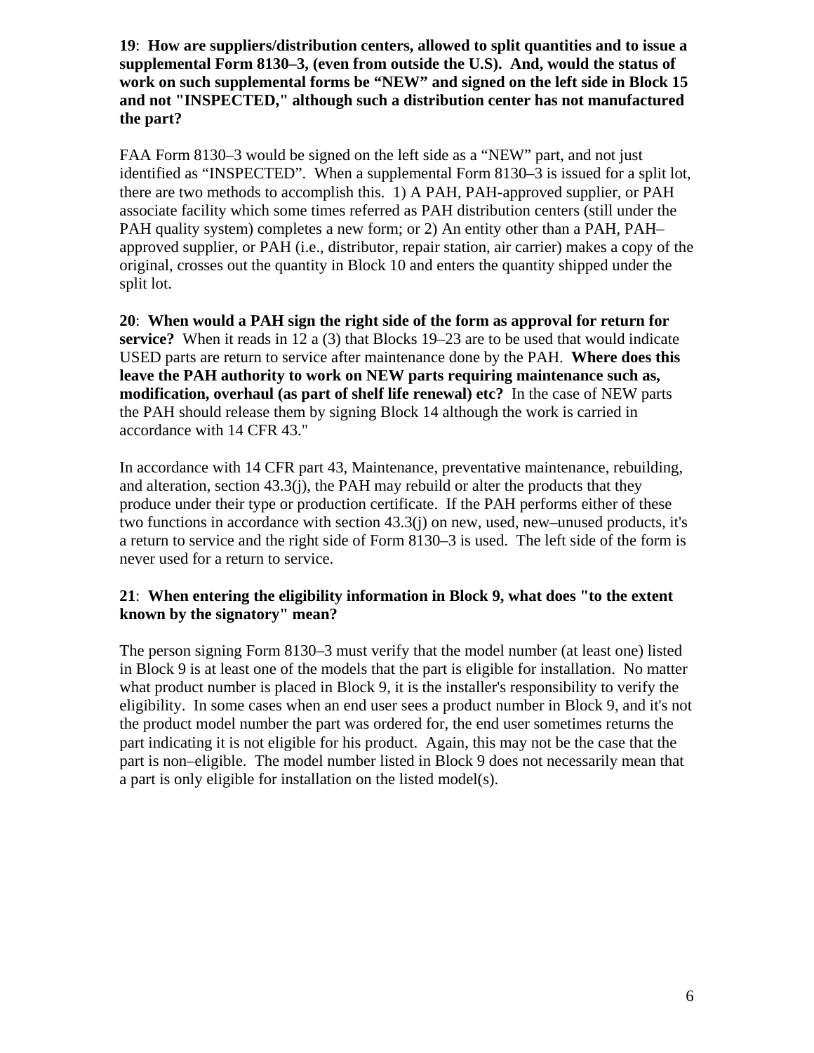**19**: **How are suppliers/distribution centers, allowed to split quantities and to issue a supplemental Form 8130–3, (even from outside the U.S). And, would the status of work on such supplemental forms be "NEW" and signed on the left side in Block 15 and not "INSPECTED," although such a distribution center has not manufactured the part?**

FAA Form 8130–3 would be signed on the left side as a "NEW" part, and not just identified as "INSPECTED". When a supplemental Form 8130–3 is issued for a split lot, there are two methods to accomplish this. 1) A PAH, PAH-approved supplier, or PAH associate facility which some times referred as PAH distribution centers (still under the PAH quality system) completes a new form; or 2) An entity other than a PAH, PAH–approved supplier, or PAH (i.e., distributor, repair station, air carrier) makes a copy of the original, crosses out the quantity in Block 10 and enters the quantity shipped under the split lot.

**20**: **When would a PAH sign the right side of the form as approval for return for service?** When it reads in 12 a (3) that Blocks 19–23 are to be used that would indicate USED parts are return to service after maintenance done by the PAH. **Where does this leave the PAH authority to work on NEW parts requiring maintenance such as, modification, overhaul (as part of shelf life renewal) etc?** In the case of NEW parts the PAH should release them by signing Block 14 although the work is carried in accordance with 14 CFR 43."

In accordance with 14 CFR part 43, Maintenance, preventative maintenance, rebuilding, and alteration, section 43.3(j), the PAH may rebuild or alter the products that they produce under their type or production certificate. If the PAH performs either of these two functions in accordance with section 43.3(j) on new, used, new–unused products, it's a return to service and the right side of Form 8130–3 is used. The left side of the form is never used for a return to service.

**21**: **When entering the eligibility information in Block 9, what does "to the extent known by the signatory" mean?**

The person signing Form 8130–3 must verify that the model number (at least one) listed in Block 9 is at least one of the models that the part is eligible for installation. No matter what product number is placed in Block 9, it is the installer's responsibility to verify the eligibility. In some cases when an end user sees a product number in Block 9, and it's not the product model number the part was ordered for, the end user sometimes returns the part indicating it is not eligible for his product. Again, this may not be the case that the part is non–eligible. The model number listed in Block 9 does not necessarily mean that a part is only eligible for installation on the listed model(s).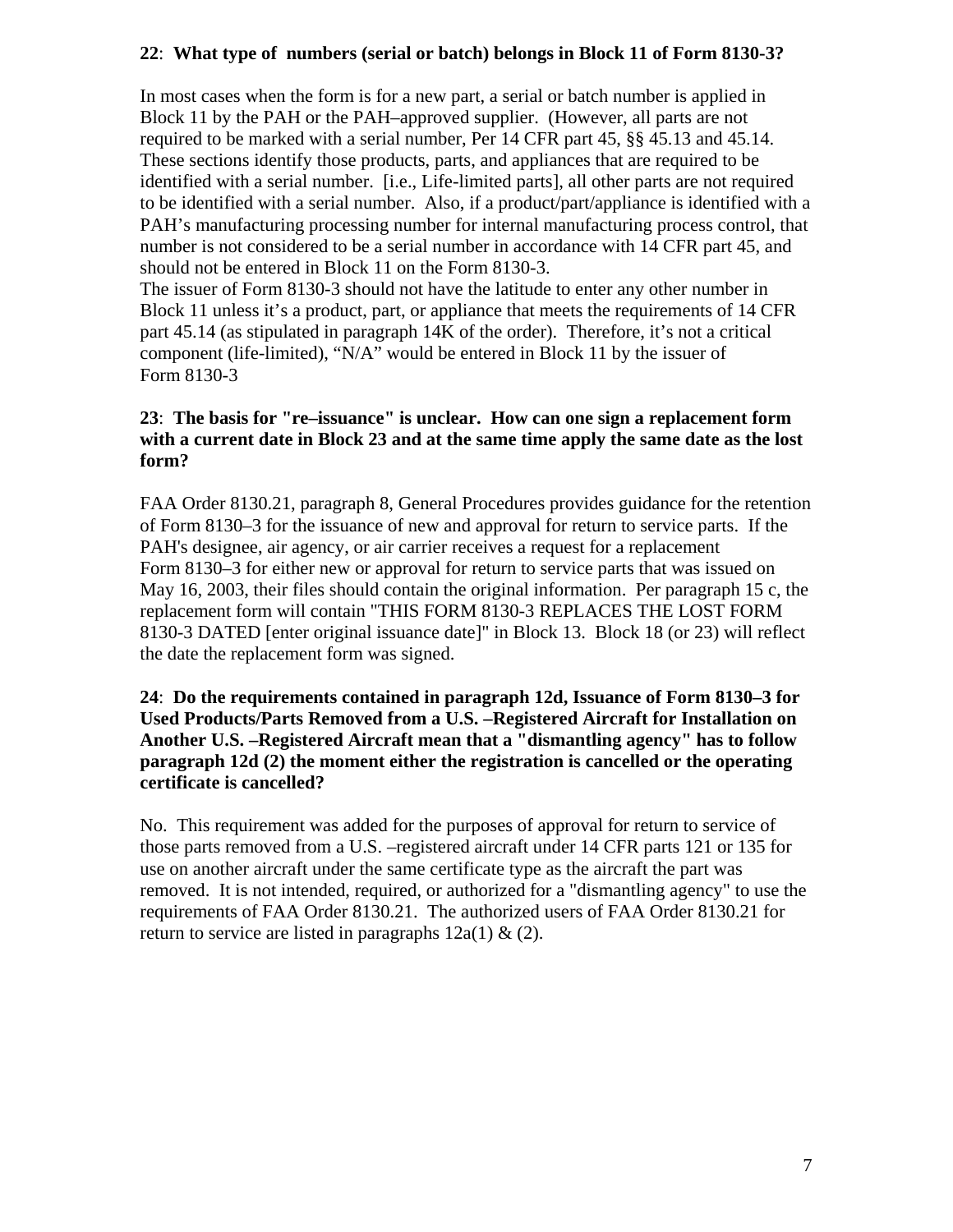**22**: **What type of numbers (serial or batch) belongs in Block 11 of Form 8130-3?**

In most cases when the form is for a new part, a serial or batch number is applied in Block 11 by the PAH or the PAH–approved supplier. (However, all parts are not required to be marked with a serial number, Per 14 CFR part 45, §§ 45.13 and 45.14. These sections identify those products, parts, and appliances that are required to be identified with a serial number. [i.e., Life-limited parts], all other parts are not required to be identified with a serial number. Also, if a product/part/appliance is identified with a PAH's manufacturing processing number for internal manufacturing process control, that number is not considered to be a serial number in accordance with 14 CFR part 45, and should not be entered in Block 11 on the Form 8130-3.
The issuer of Form 8130-3 should not have the latitude to enter any other number in Block 11 unless it's a product, part, or appliance that meets the requirements of 14 CFR part 45.14 (as stipulated in paragraph 14K of the order). Therefore, it's not a critical component (life-limited), "N/A" would be entered in Block 11 by the issuer of Form 8130-3

**23**: **The basis for "re–issuance" is unclear. How can one sign a replacement form with a current date in Block 23 and at the same time apply the same date as the lost form?**

FAA Order 8130.21, paragraph 8, General Procedures provides guidance for the retention of Form 8130–3 for the issuance of new and approval for return to service parts. If the PAH's designee, air agency, or air carrier receives a request for a replacement Form 8130–3 for either new or approval for return to service parts that was issued on May 16, 2003, their files should contain the original information. Per paragraph 15 c, the replacement form will contain "THIS FORM 8130-3 REPLACES THE LOST FORM 8130-3 DATED [enter original issuance date]" in Block 13. Block 18 (or 23) will reflect the date the replacement form was signed.

**24**: **Do the requirements contained in paragraph 12d, Issuance of Form 8130–3 for Used Products/Parts Removed from a U.S. –Registered Aircraft for Installation on Another U.S. –Registered Aircraft mean that a "dismantling agency" has to follow paragraph 12d (2) the moment either the registration is cancelled or the operating certificate is cancelled?**

No. This requirement was added for the purposes of approval for return to service of those parts removed from a U.S. –registered aircraft under 14 CFR parts 121 or 135 for use on another aircraft under the same certificate type as the aircraft the part was removed. It is not intended, required, or authorized for a "dismantling agency" to use the requirements of FAA Order 8130.21. The authorized users of FAA Order 8130.21 for return to service are listed in paragraphs 12a(1) & (2).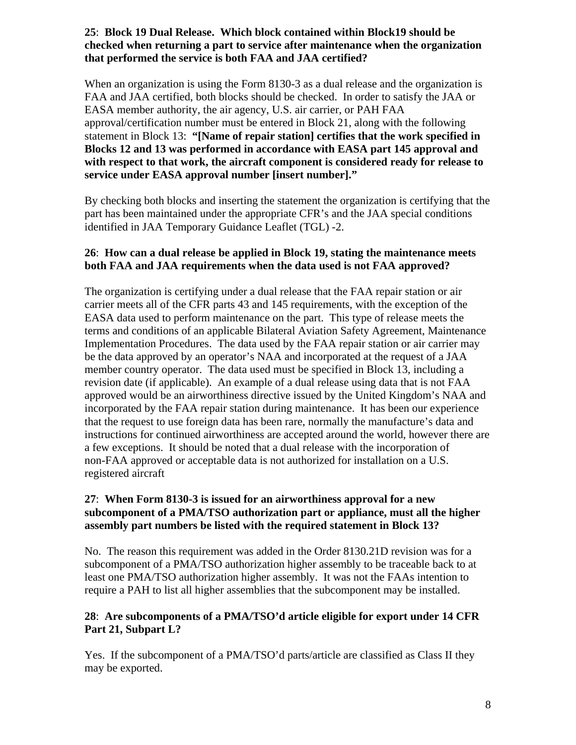**25**: **Block 19 Dual Release. Which block contained within Block19 should be checked when returning a part to service after maintenance when the organization that performed the service is both FAA and JAA certified?**

When an organization is using the Form 8130-3 as a dual release and the organization is FAA and JAA certified, both blocks should be checked. In order to satisfy the JAA or EASA member authority, the air agency, U.S. air carrier, or PAH FAA approval/certification number must be entered in Block 21, along with the following statement in Block 13: **"[Name of repair station] certifies that the work specified in Blocks 12 and 13 was performed in accordance with EASA part 145 approval and with respect to that work, the aircraft component is considered ready for release to service under EASA approval number [insert number]."**

By checking both blocks and inserting the statement the organization is certifying that the part has been maintained under the appropriate CFR's and the JAA special conditions identified in JAA Temporary Guidance Leaflet (TGL) -2.

**26**: **How can a dual release be applied in Block 19, stating the maintenance meets both FAA and JAA requirements when the data used is not FAA approved?**

The organization is certifying under a dual release that the FAA repair station or air carrier meets all of the CFR parts 43 and 145 requirements, with the exception of the EASA data used to perform maintenance on the part. This type of release meets the terms and conditions of an applicable Bilateral Aviation Safety Agreement, Maintenance Implementation Procedures. The data used by the FAA repair station or air carrier may be the data approved by an operator's NAA and incorporated at the request of a JAA member country operator. The data used must be specified in Block 13, including a revision date (if applicable). An example of a dual release using data that is not FAA approved would be an airworthiness directive issued by the United Kingdom's NAA and incorporated by the FAA repair station during maintenance. It has been our experience that the request to use foreign data has been rare, normally the manufacture's data and instructions for continued airworthiness are accepted around the world, however there are a few exceptions. It should be noted that a dual release with the incorporation of non-FAA approved or acceptable data is not authorized for installation on a U.S. registered aircraft

**27**: **When Form 8130-3 is issued for an airworthiness approval for a new subcomponent of a PMA/TSO authorization part or appliance, must all the higher assembly part numbers be listed with the required statement in Block 13?**

No. The reason this requirement was added in the Order 8130.21D revision was for a subcomponent of a PMA/TSO authorization higher assembly to be traceable back to at least one PMA/TSO authorization higher assembly. It was not the FAAs intention to require a PAH to list all higher assemblies that the subcomponent may be installed.

**28**: **Are subcomponents of a PMA/TSO'd article eligible for export under 14 CFR Part 21, Subpart L?**

Yes. If the subcomponent of a PMA/TSO'd parts/article are classified as Class II they may be exported.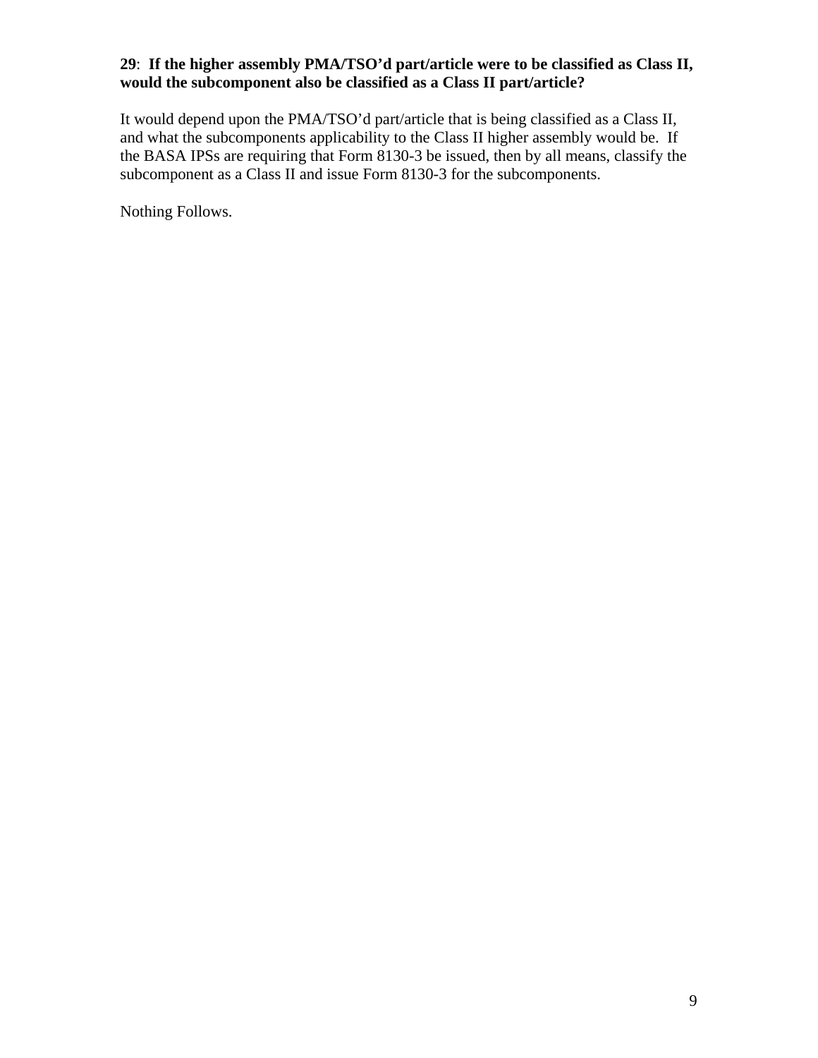**29**: **If the higher assembly PMA/TSO'd part/article were to be classified as Class II, would the subcomponent also be classified as a Class II part/article?**

It would depend upon the PMA/TSO'd part/article that is being classified as a Class II, and what the subcomponents applicability to the Class II higher assembly would be. If the BASA IPSs are requiring that Form 8130-3 be issued, then by all means, classify the subcomponent as a Class II and issue Form 8130-3 for the subcomponents.

Nothing Follows.